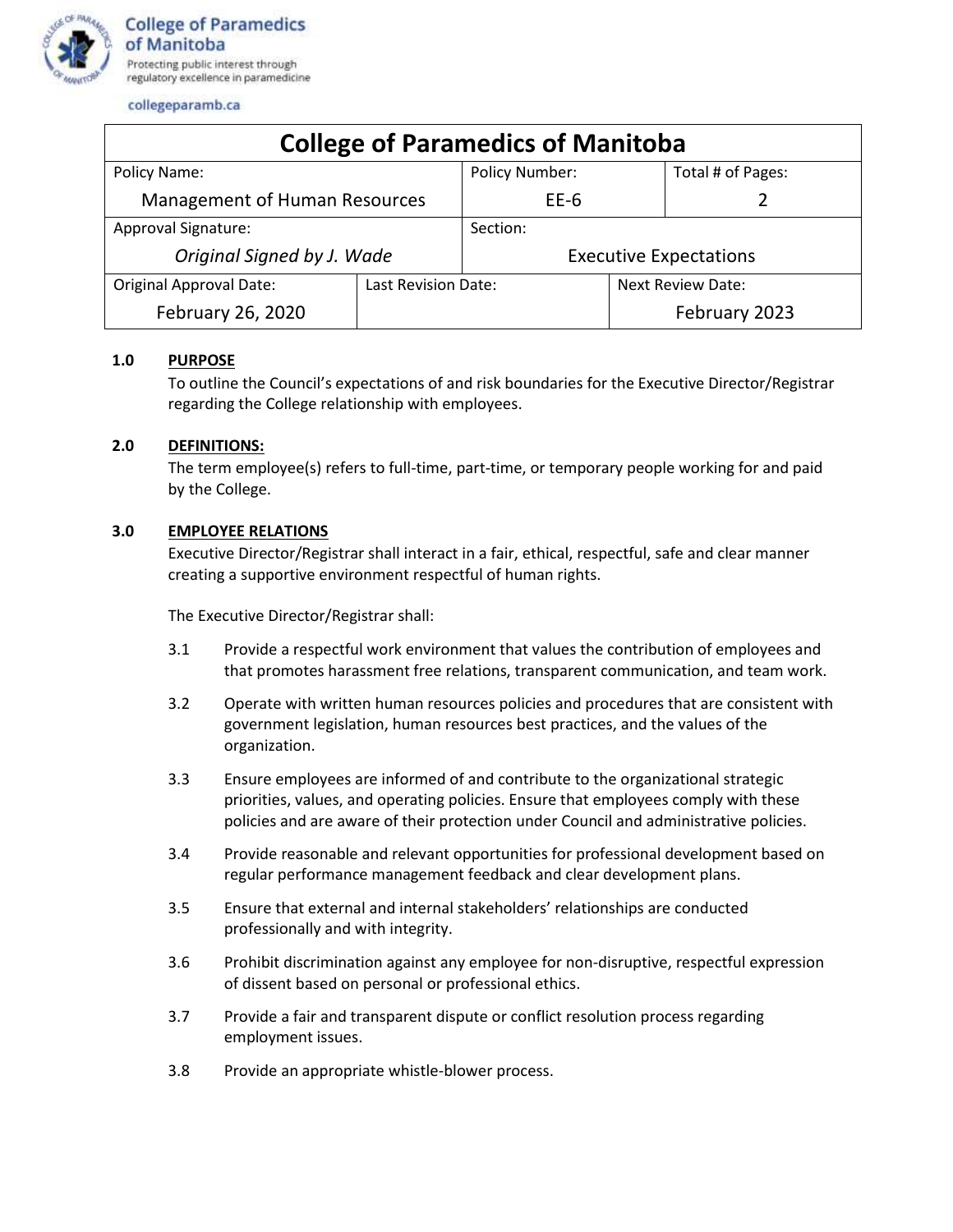**College of Paramedics of Manitoba**
Protecting public interest through regulatory excellence in paramedicine

collegeparamb.ca

| College of Paramedics of Manitoba | | | |
|---|---|---|---|
| Policy Name: Management of Human Resources | | Policy Number: EE-6 | Total # of Pages: 2 |
| Approval Signature: *Original Signed by J. Wade* | | Section: Executive Expectations | |
| Original Approval Date: February 26, 2020 | Last Revision Date: | | Next Review Date: February 2023 |

## 1.0 PURPOSE

To outline the Council's expectations of and risk boundaries for the Executive Director/Registrar regarding the College relationship with employees.

## 2.0 DEFINITIONS:

The term employee(s) refers to full-time, part-time, or temporary people working for and paid by the College.

## 3.0 EMPLOYEE RELATIONS

Executive Director/Registrar shall interact in a fair, ethical, respectful, safe and clear manner creating a supportive environment respectful of human rights.

The Executive Director/Registrar shall:

3.1 Provide a respectful work environment that values the contribution of employees and that promotes harassment free relations, transparent communication, and team work.

3.2 Operate with written human resources policies and procedures that are consistent with government legislation, human resources best practices, and the values of the organization.

3.3 Ensure employees are informed of and contribute to the organizational strategic priorities, values, and operating policies. Ensure that employees comply with these policies and are aware of their protection under Council and administrative policies.

3.4 Provide reasonable and relevant opportunities for professional development based on regular performance management feedback and clear development plans.

3.5 Ensure that external and internal stakeholders' relationships are conducted professionally and with integrity.

3.6 Prohibit discrimination against any employee for non-disruptive, respectful expression of dissent based on personal or professional ethics.

3.7 Provide a fair and transparent dispute or conflict resolution process regarding employment issues.

3.8 Provide an appropriate whistle-blower process.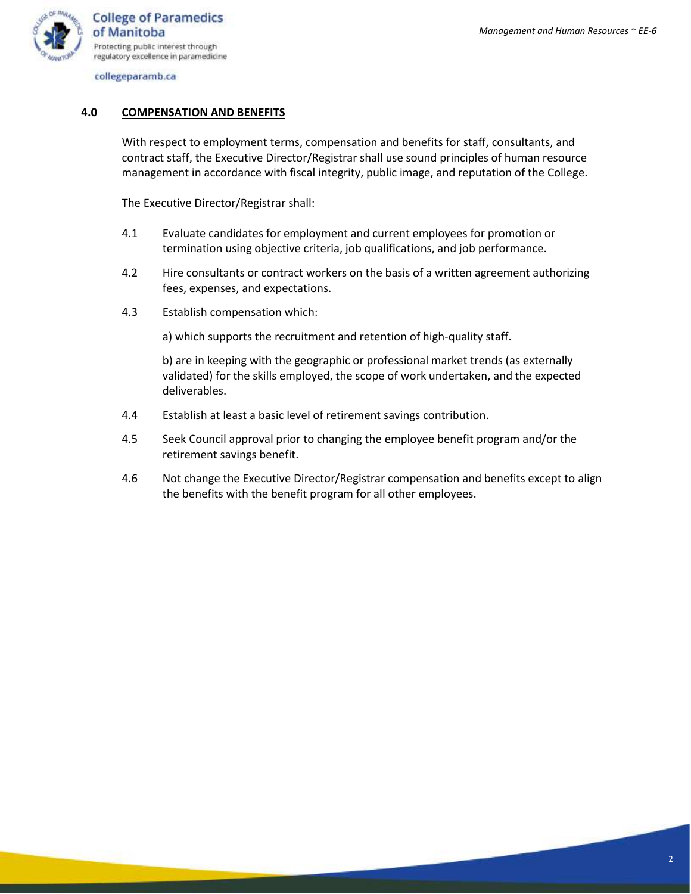## 4.0 COMPENSATION AND BENEFITS

With respect to employment terms, compensation and benefits for staff, consultants, and contract staff, the Executive Director/Registrar shall use sound principles of human resource management in accordance with fiscal integrity, public image, and reputation of the College.

The Executive Director/Registrar shall:

4.1 Evaluate candidates for employment and current employees for promotion or termination using objective criteria, job qualifications, and job performance.

4.2 Hire consultants or contract workers on the basis of a written agreement authorizing fees, expenses, and expectations.

4.3 Establish compensation which:

a) which supports the recruitment and retention of high-quality staff.

b) are in keeping with the geographic or professional market trends (as externally validated) for the skills employed, the scope of work undertaken, and the expected deliverables.

4.4 Establish at least a basic level of retirement savings contribution.

4.5 Seek Council approval prior to changing the employee benefit program and/or the retirement savings benefit.

4.6 Not change the Executive Director/Registrar compensation and benefits except to align the benefits with the benefit program for all other employees.